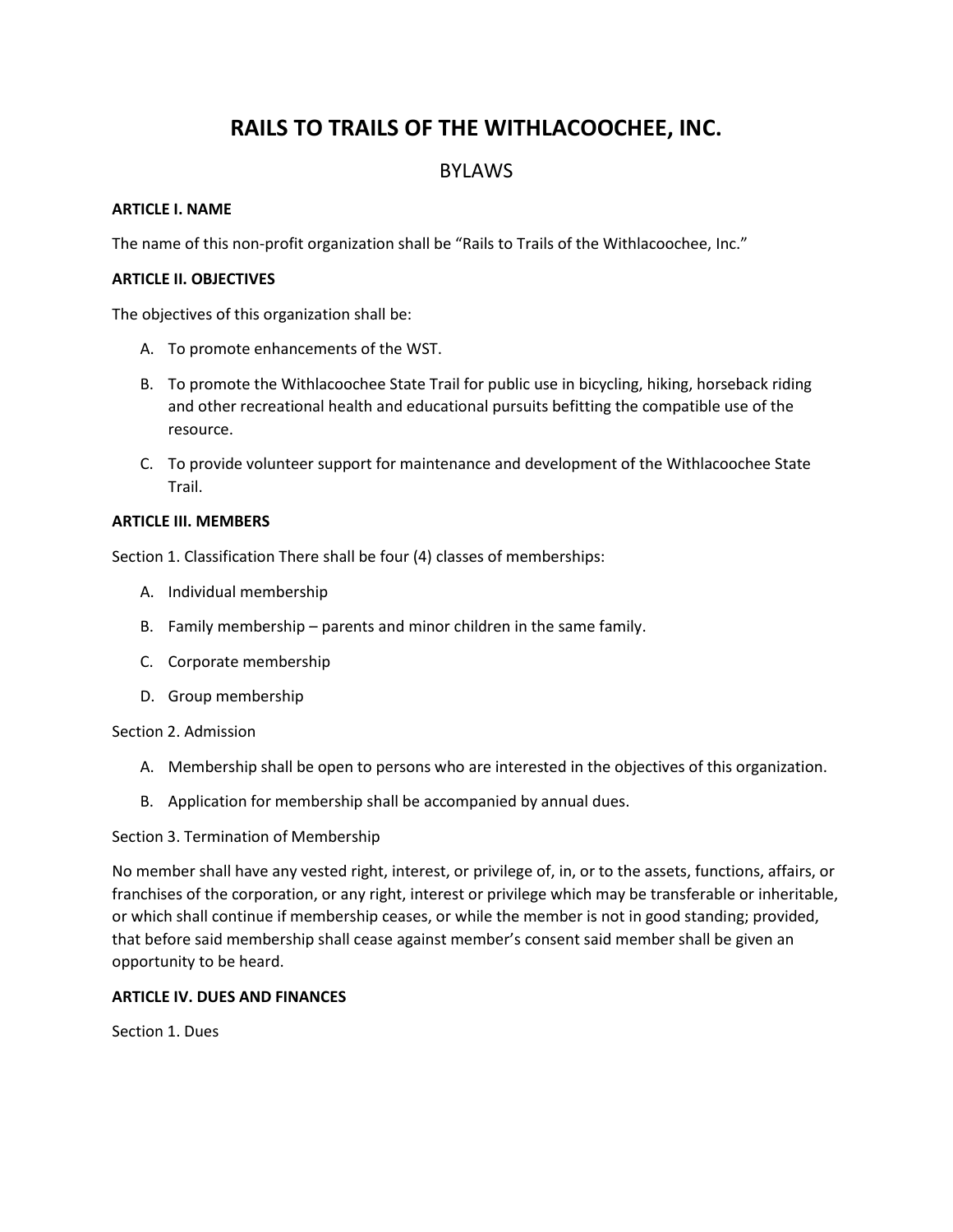# RAILS TO TRAILS OF THE WITHLACOOCHEE, INC.

## BYLAWS

**ARTICLE I. NAME**

The name of this non-profit organization shall be "Rails to Trails of the Withlacoochee, Inc."

**ARTICLE II. OBJECTIVES**

The objectives of this organization shall be:

A. To promote enhancements of the WST.

B. To promote the Withlacoochee State Trail for public use in bicycling, hiking, horseback riding and other recreational health and educational pursuits befitting the compatible use of the resource.

C. To provide volunteer support for maintenance and development of the Withlacoochee State Trail.

**ARTICLE III. MEMBERS**

Section 1. Classification There shall be four (4) classes of memberships:

A. Individual membership

B. Family membership – parents and minor children in the same family.

C. Corporate membership

D. Group membership

Section 2. Admission

A. Membership shall be open to persons who are interested in the objectives of this organization.

B. Application for membership shall be accompanied by annual dues.

Section 3. Termination of Membership

No member shall have any vested right, interest, or privilege of, in, or to the assets, functions, affairs, or franchises of the corporation, or any right, interest or privilege which may be transferable or inheritable, or which shall continue if membership ceases, or while the member is not in good standing; provided, that before said membership shall cease against member's consent said member shall be given an opportunity to be heard.

**ARTICLE IV. DUES AND FINANCES**

Section 1. Dues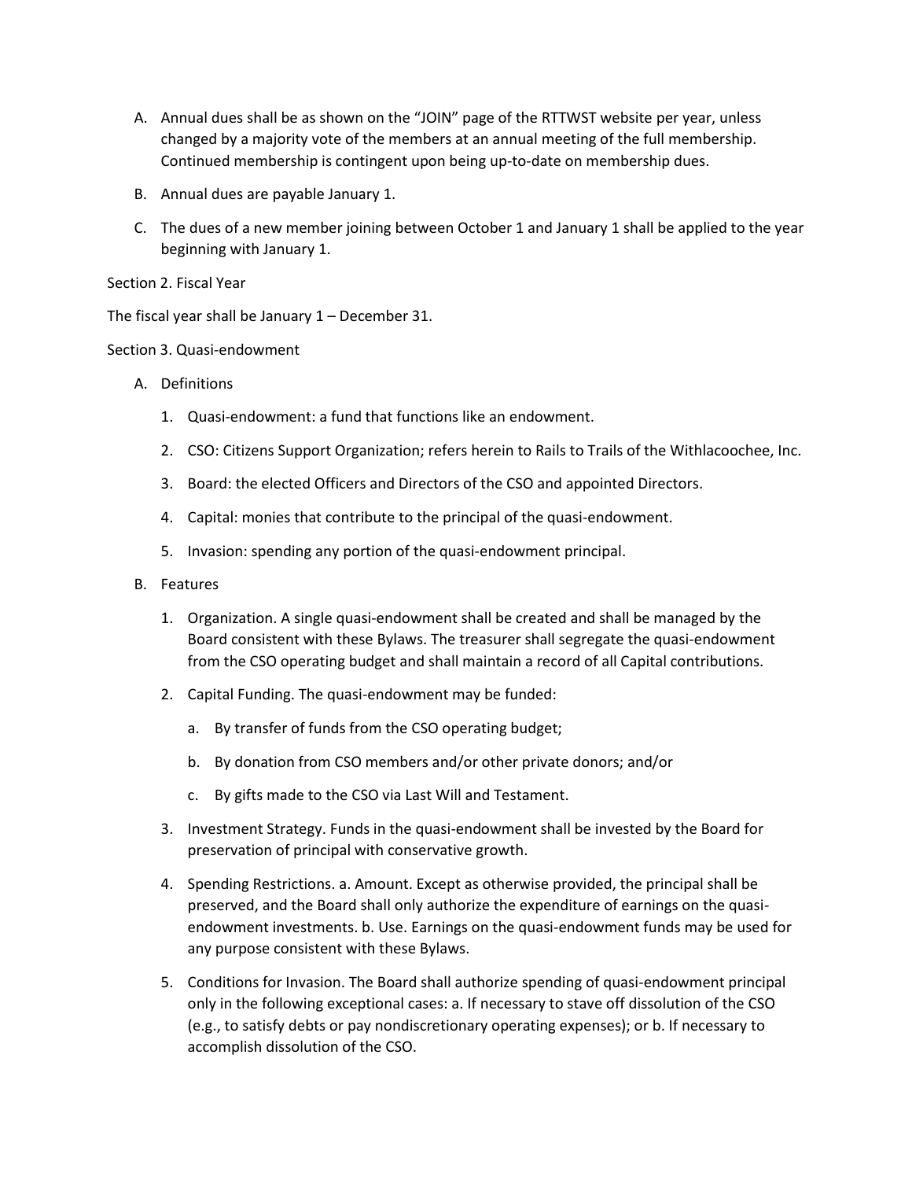A. Annual dues shall be as shown on the "JOIN" page of the RTTWST website per year, unless changed by a majority vote of the members at an annual meeting of the full membership. Continued membership is contingent upon being up-to-date on membership dues.

B. Annual dues are payable January 1.

C. The dues of a new member joining between October 1 and January 1 shall be applied to the year beginning with January 1.

Section 2. Fiscal Year

The fiscal year shall be January 1 – December 31.

Section 3. Quasi-endowment

A. Definitions

1. Quasi-endowment: a fund that functions like an endowment.

2. CSO: Citizens Support Organization; refers herein to Rails to Trails of the Withlacoochee, Inc.

3. Board: the elected Officers and Directors of the CSO and appointed Directors.

4. Capital: monies that contribute to the principal of the quasi-endowment.

5. Invasion: spending any portion of the quasi-endowment principal.

B. Features

1. Organization. A single quasi-endowment shall be created and shall be managed by the Board consistent with these Bylaws. The treasurer shall segregate the quasi-endowment from the CSO operating budget and shall maintain a record of all Capital contributions.

2. Capital Funding. The quasi-endowment may be funded:

   a. By transfer of funds from the CSO operating budget;

   b. By donation from CSO members and/or other private donors; and/or

   c. By gifts made to the CSO via Last Will and Testament.

3. Investment Strategy. Funds in the quasi-endowment shall be invested by the Board for preservation of principal with conservative growth.

4. Spending Restrictions. a. Amount. Except as otherwise provided, the principal shall be preserved, and the Board shall only authorize the expenditure of earnings on the quasi-endowment investments. b. Use. Earnings on the quasi-endowment funds may be used for any purpose consistent with these Bylaws.

5. Conditions for Invasion. The Board shall authorize spending of quasi-endowment principal only in the following exceptional cases: a. If necessary to stave off dissolution of the CSO (e.g., to satisfy debts or pay nondiscretionary operating expenses); or b. If necessary to accomplish dissolution of the CSO.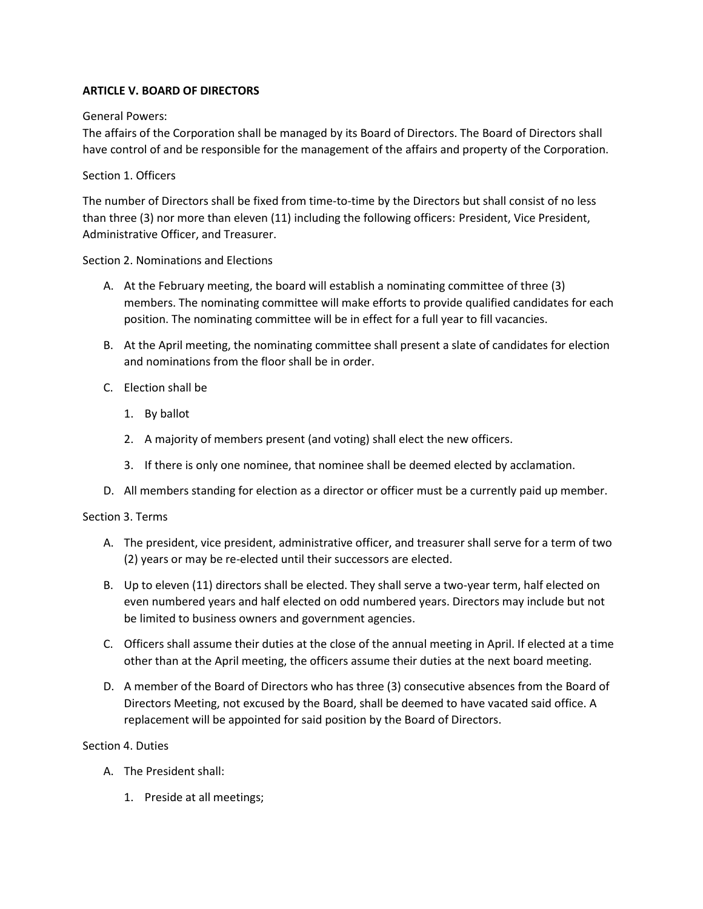**ARTICLE V. BOARD OF DIRECTORS**

General Powers:
The affairs of the Corporation shall be managed by its Board of Directors. The Board of Directors shall have control of and be responsible for the management of the affairs and property of the Corporation.

Section 1. Officers

The number of Directors shall be fixed from time-to-time by the Directors but shall consist of no less than three (3) nor more than eleven (11) including the following officers: President, Vice President, Administrative Officer, and Treasurer.

Section 2. Nominations and Elections

A. At the February meeting, the board will establish a nominating committee of three (3) members. The nominating committee will make efforts to provide qualified candidates for each position. The nominating committee will be in effect for a full year to fill vacancies.

B. At the April meeting, the nominating committee shall present a slate of candidates for election and nominations from the floor shall be in order.

C. Election shall be

   1. By ballot

   2. A majority of members present (and voting) shall elect the new officers.

   3. If there is only one nominee, that nominee shall be deemed elected by acclamation.

D. All members standing for election as a director or officer must be a currently paid up member.

Section 3. Terms

A. The president, vice president, administrative officer, and treasurer shall serve for a term of two (2) years or may be re-elected until their successors are elected.

B. Up to eleven (11) directors shall be elected. They shall serve a two-year term, half elected on even numbered years and half elected on odd numbered years. Directors may include but not be limited to business owners and government agencies.

C. Officers shall assume their duties at the close of the annual meeting in April. If elected at a time other than at the April meeting, the officers assume their duties at the next board meeting.

D. A member of the Board of Directors who has three (3) consecutive absences from the Board of Directors Meeting, not excused by the Board, shall be deemed to have vacated said office. A replacement will be appointed for said position by the Board of Directors.

Section 4. Duties

A. The President shall:

   1. Preside at all meetings;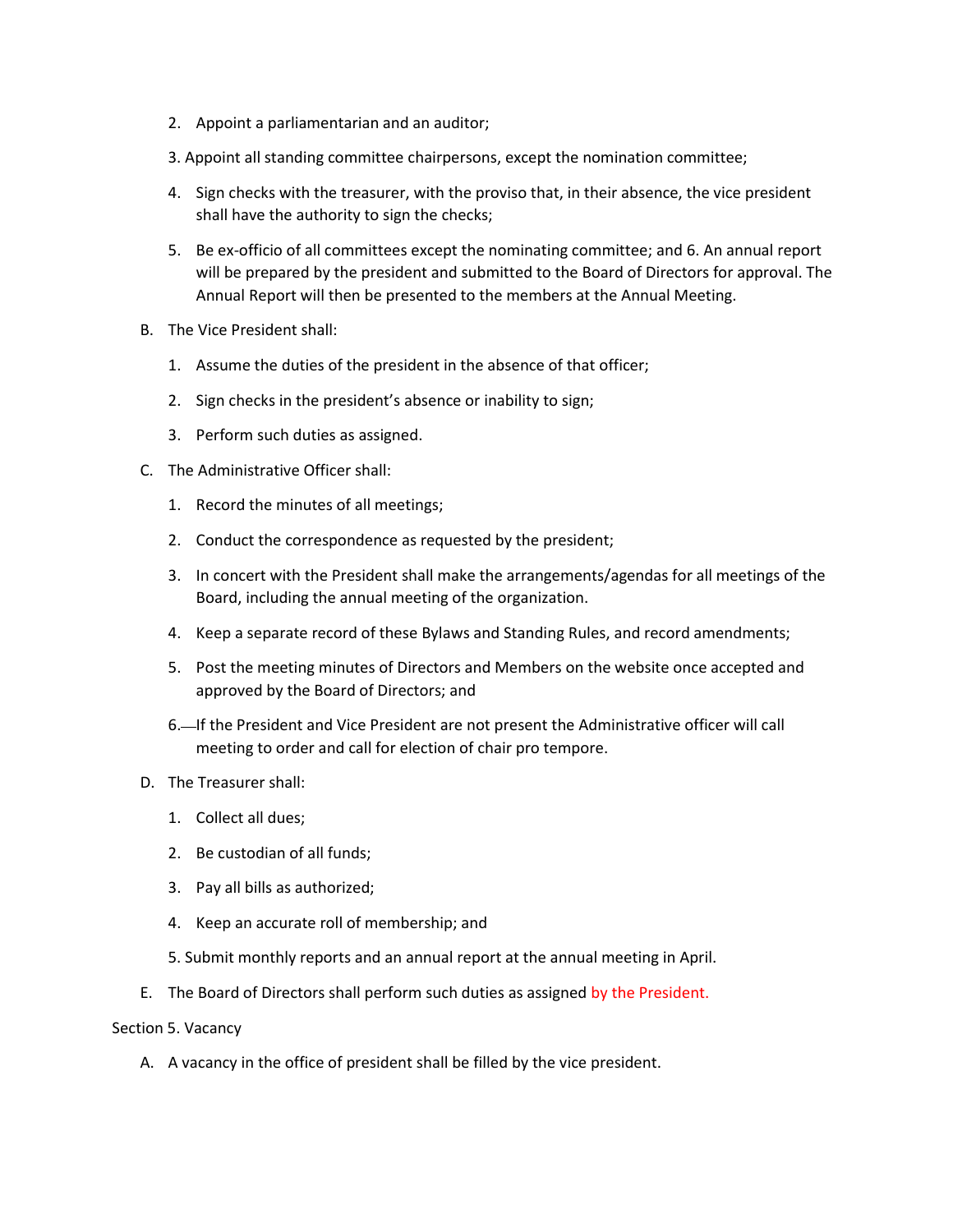2. Appoint a parliamentarian and an auditor;

3. Appoint all standing committee chairpersons, except the nomination committee;

4. Sign checks with the treasurer, with the proviso that, in their absence, the vice president shall have the authority to sign the checks;

5. Be ex-officio of all committees except the nominating committee; and 6. An annual report will be prepared by the president and submitted to the Board of Directors for approval. The Annual Report will then be presented to the members at the Annual Meeting.

B. The Vice President shall:

1. Assume the duties of the president in the absence of that officer;

2. Sign checks in the president's absence or inability to sign;

3. Perform such duties as assigned.

C. The Administrative Officer shall:

1. Record the minutes of all meetings;

2. Conduct the correspondence as requested by the president;

3. In concert with the President shall make the arrangements/agendas for all meetings of the Board, including the annual meeting of the organization.

4. Keep a separate record of these Bylaws and Standing Rules, and record amendments;

5. Post the meeting minutes of Directors and Members on the website once accepted and approved by the Board of Directors; and

6. If the President and Vice President are not present the Administrative officer will call meeting to order and call for election of chair pro tempore.

D. The Treasurer shall:

1. Collect all dues;

2. Be custodian of all funds;

3. Pay all bills as authorized;

4. Keep an accurate roll of membership; and

5. Submit monthly reports and an annual report at the annual meeting in April.

E. The Board of Directors shall perform such duties as assigned by the President.

Section 5. Vacancy

A. A vacancy in the office of president shall be filled by the vice president.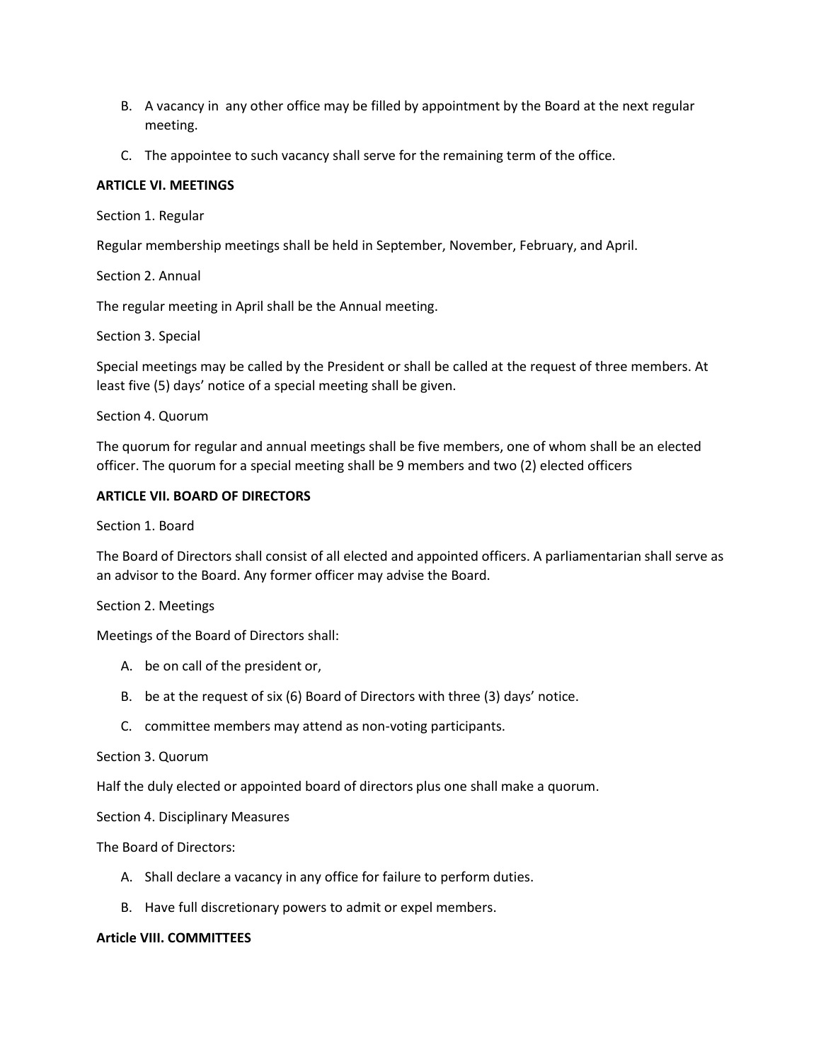B. A vacancy in any other office may be filled by appointment by the Board at the next regular meeting.

C. The appointee to such vacancy shall serve for the remaining term of the office.

**ARTICLE VI. MEETINGS**

Section 1. Regular

Regular membership meetings shall be held in September, November, February, and April.

Section 2. Annual

The regular meeting in April shall be the Annual meeting.

Section 3. Special

Special meetings may be called by the President or shall be called at the request of three members. At least five (5) days' notice of a special meeting shall be given.

Section 4. Quorum

The quorum for regular and annual meetings shall be five members, one of whom shall be an elected officer. The quorum for a special meeting shall be 9 members and two (2) elected officers

**ARTICLE VII. BOARD OF DIRECTORS**

Section 1. Board

The Board of Directors shall consist of all elected and appointed officers. A parliamentarian shall serve as an advisor to the Board. Any former officer may advise the Board.

Section 2. Meetings

Meetings of the Board of Directors shall:

A. be on call of the president or,

B. be at the request of six (6) Board of Directors with three (3) days' notice.

C. committee members may attend as non-voting participants.

Section 3. Quorum

Half the duly elected or appointed board of directors plus one shall make a quorum.

Section 4. Disciplinary Measures

The Board of Directors:

A. Shall declare a vacancy in any office for failure to perform duties.

B. Have full discretionary powers to admit or expel members.

**Article VIII. COMMITTEES**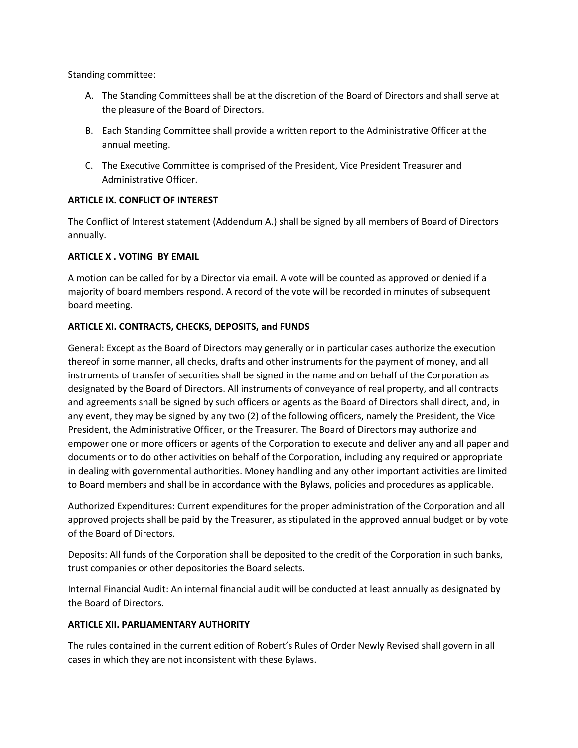Standing committee:

A. The Standing Committees shall be at the discretion of the Board of Directors and shall serve at the pleasure of the Board of Directors.

B. Each Standing Committee shall provide a written report to the Administrative Officer at the annual meeting.

C. The Executive Committee is comprised of the President, Vice President Treasurer and Administrative Officer.

**ARTICLE IX. CONFLICT OF INTEREST**

The Conflict of Interest statement (Addendum A.) shall be signed by all members of Board of Directors annually.

**ARTICLE X . VOTING BY EMAIL**

A motion can be called for by a Director via email. A vote will be counted as approved or denied if a majority of board members respond. A record of the vote will be recorded in minutes of subsequent board meeting.

**ARTICLE XI. CONTRACTS, CHECKS, DEPOSITS, and FUNDS**

General: Except as the Board of Directors may generally or in particular cases authorize the execution thereof in some manner, all checks, drafts and other instruments for the payment of money, and all instruments of transfer of securities shall be signed in the name and on behalf of the Corporation as designated by the Board of Directors. All instruments of conveyance of real property, and all contracts and agreements shall be signed by such officers or agents as the Board of Directors shall direct, and, in any event, they may be signed by any two (2) of the following officers, namely the President, the Vice President, the Administrative Officer, or the Treasurer. The Board of Directors may authorize and empower one or more officers or agents of the Corporation to execute and deliver any and all paper and documents or to do other activities on behalf of the Corporation, including any required or appropriate in dealing with governmental authorities. Money handling and any other important activities are limited to Board members and shall be in accordance with the Bylaws, policies and procedures as applicable.

Authorized Expenditures: Current expenditures for the proper administration of the Corporation and all approved projects shall be paid by the Treasurer, as stipulated in the approved annual budget or by vote of the Board of Directors.

Deposits: All funds of the Corporation shall be deposited to the credit of the Corporation in such banks, trust companies or other depositories the Board selects.

Internal Financial Audit: An internal financial audit will be conducted at least annually as designated by the Board of Directors.

**ARTICLE XII. PARLIAMENTARY AUTHORITY**

The rules contained in the current edition of Robert's Rules of Order Newly Revised shall govern in all cases in which they are not inconsistent with these Bylaws.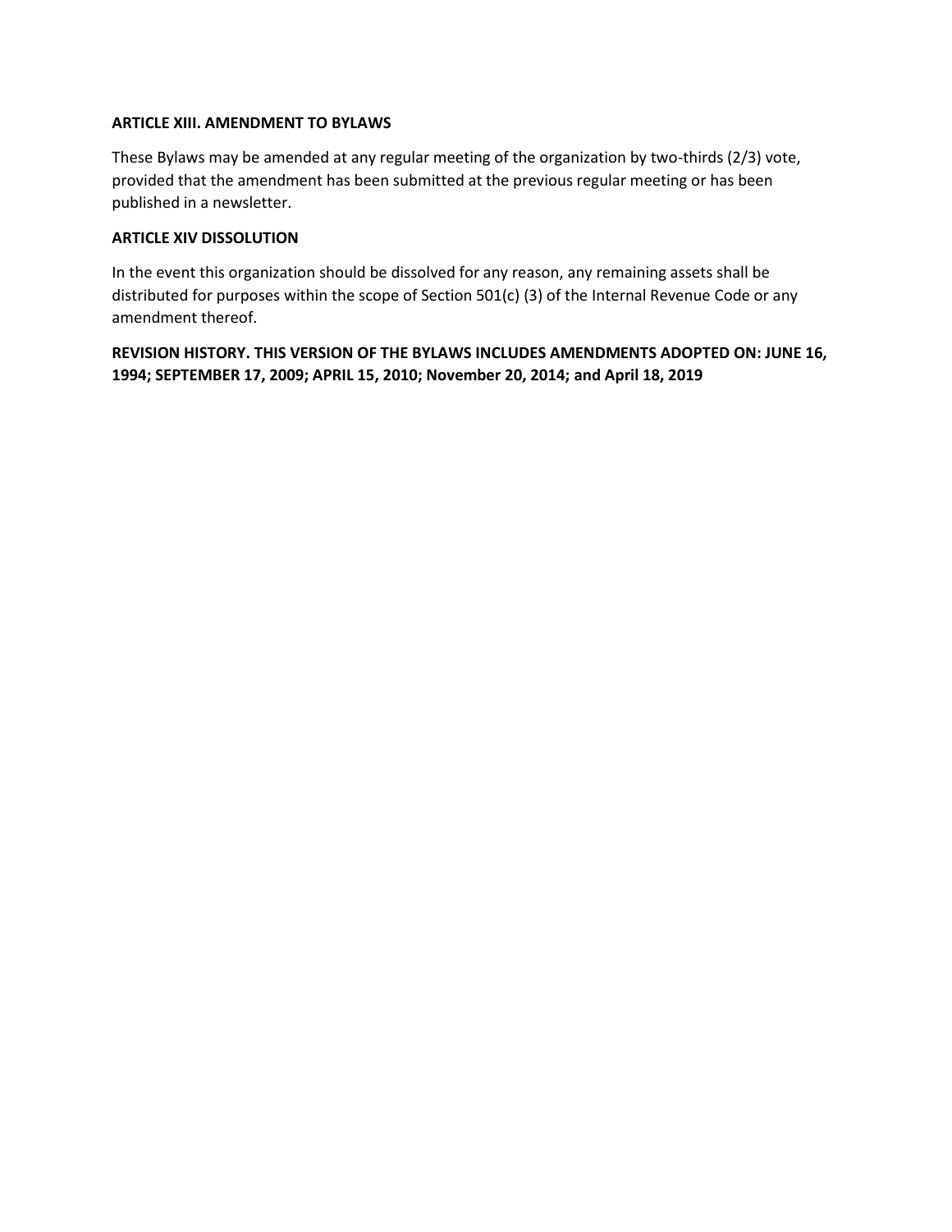**ARTICLE XIII. AMENDMENT TO BYLAWS**

These Bylaws may be amended at any regular meeting of the organization by two-thirds (2/3) vote, provided that the amendment has been submitted at the previous regular meeting or has been published in a newsletter.

**ARTICLE XIV DISSOLUTION**

In the event this organization should be dissolved for any reason, any remaining assets shall be distributed for purposes within the scope of Section 501(c) (3) of the Internal Revenue Code or any amendment thereof.

**REVISION HISTORY. THIS VERSION OF THE BYLAWS INCLUDES AMENDMENTS ADOPTED ON: JUNE 16, 1994; SEPTEMBER 17, 2009; APRIL 15, 2010; November 20, 2014; and April 18, 2019**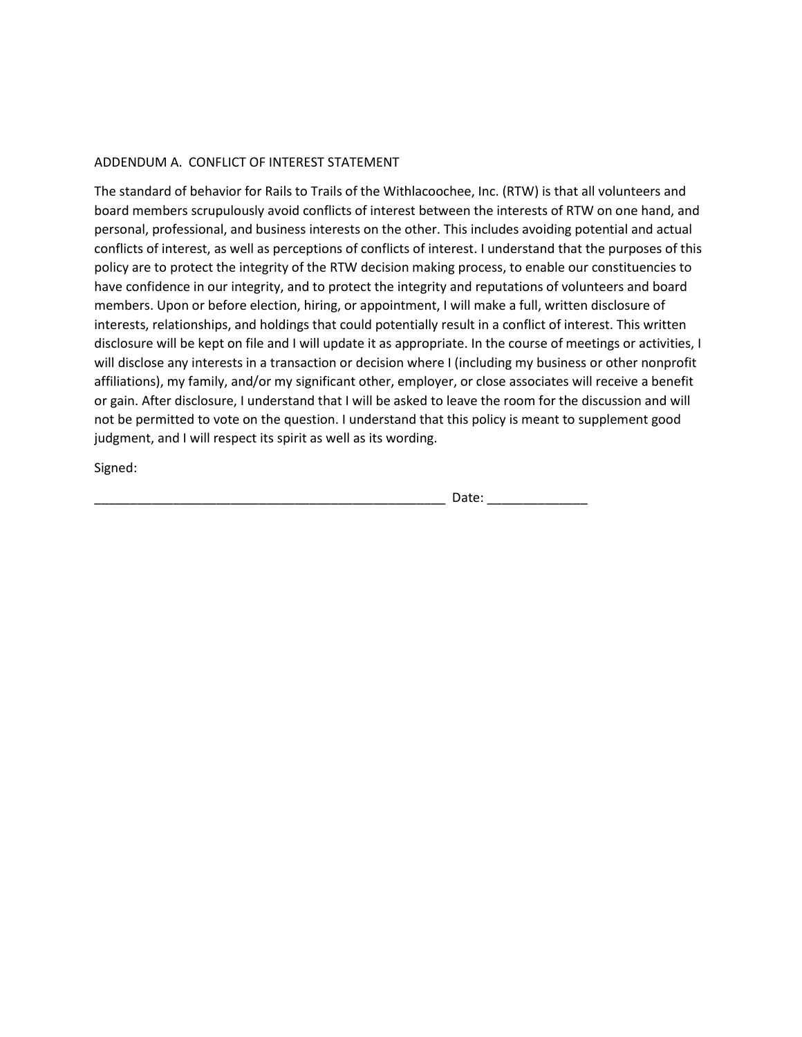## ADDENDUM A. CONFLICT OF INTEREST STATEMENT

The standard of behavior for Rails to Trails of the Withlacoochee, Inc. (RTW) is that all volunteers and board members scrupulously avoid conflicts of interest between the interests of RTW on one hand, and personal, professional, and business interests on the other. This includes avoiding potential and actual conflicts of interest, as well as perceptions of conflicts of interest. I understand that the purposes of this policy are to protect the integrity of the RTW decision making process, to enable our constituencies to have confidence in our integrity, and to protect the integrity and reputations of volunteers and board members. Upon or before election, hiring, or appointment, I will make a full, written disclosure of interests, relationships, and holdings that could potentially result in a conflict of interest. This written disclosure will be kept on file and I will update it as appropriate. In the course of meetings or activities, I will disclose any interests in a transaction or decision where I (including my business or other nonprofit affiliations), my family, and/or my significant other, employer, or close associates will receive a benefit or gain. After disclosure, I understand that I will be asked to leave the room for the discussion and will not be permitted to vote on the question. I understand that this policy is meant to supplement good judgment, and I will respect its spirit as well as its wording.

Signed:

__________________________________________________ Date: ______________